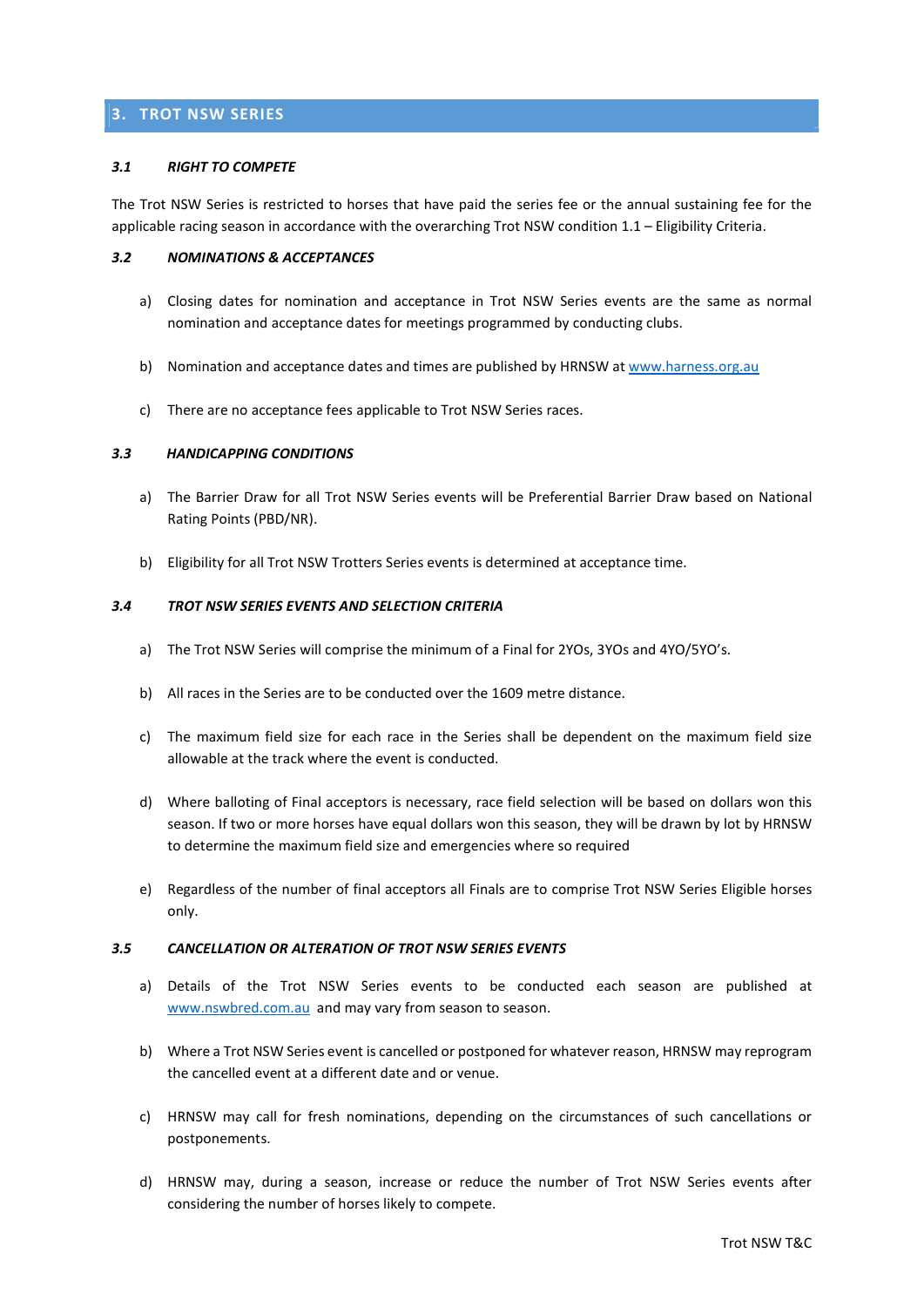## 3. TROT NSW SERIES

### *3.1 RIGHT TO COMPETE*

The Trot NSW Series is restricted to horses that have paid the series fee or the annual sustaining fee for the applicable racing season in accordance with the overarching Trot NSW condition 1.1 – Eligibility Criteria.

### *3.2 NOMINATIONS & ACCEPTANCES*

a) Closing dates for nomination and acceptance in Trot NSW Series events are the same as normal nomination and acceptance dates for meetings programmed by conducting clubs.

b) Nomination and acceptance dates and times are published by HRNSW at www.harness.org.au

c) There are no acceptance fees applicable to Trot NSW Series races.

### *3.3 HANDICAPPING CONDITIONS*

a) The Barrier Draw for all Trot NSW Series events will be Preferential Barrier Draw based on National Rating Points (PBD/NR).

b) Eligibility for all Trot NSW Trotters Series events is determined at acceptance time.

### *3.4 TROT NSW SERIES EVENTS AND SELECTION CRITERIA*

a) The Trot NSW Series will comprise the minimum of a Final for 2YOs, 3YOs and 4YO/5YO's.

b) All races in the Series are to be conducted over the 1609 metre distance.

c) The maximum field size for each race in the Series shall be dependent on the maximum field size allowable at the track where the event is conducted.

d) Where balloting of Final acceptors is necessary, race field selection will be based on dollars won this season. If two or more horses have equal dollars won this season, they will be drawn by lot by HRNSW to determine the maximum field size and emergencies where so required

e) Regardless of the number of final acceptors all Finals are to comprise Trot NSW Series Eligible horses only.

### *3.5 CANCELLATION OR ALTERATION OF TROT NSW SERIES EVENTS*

a) Details of the Trot NSW Series events to be conducted each season are published at www.nswbred.com.au and may vary from season to season.

b) Where a Trot NSW Series event is cancelled or postponed for whatever reason, HRNSW may reprogram the cancelled event at a different date and or venue.

c) HRNSW may call for fresh nominations, depending on the circumstances of such cancellations or postponements.

d) HRNSW may, during a season, increase or reduce the number of Trot NSW Series events after considering the number of horses likely to compete.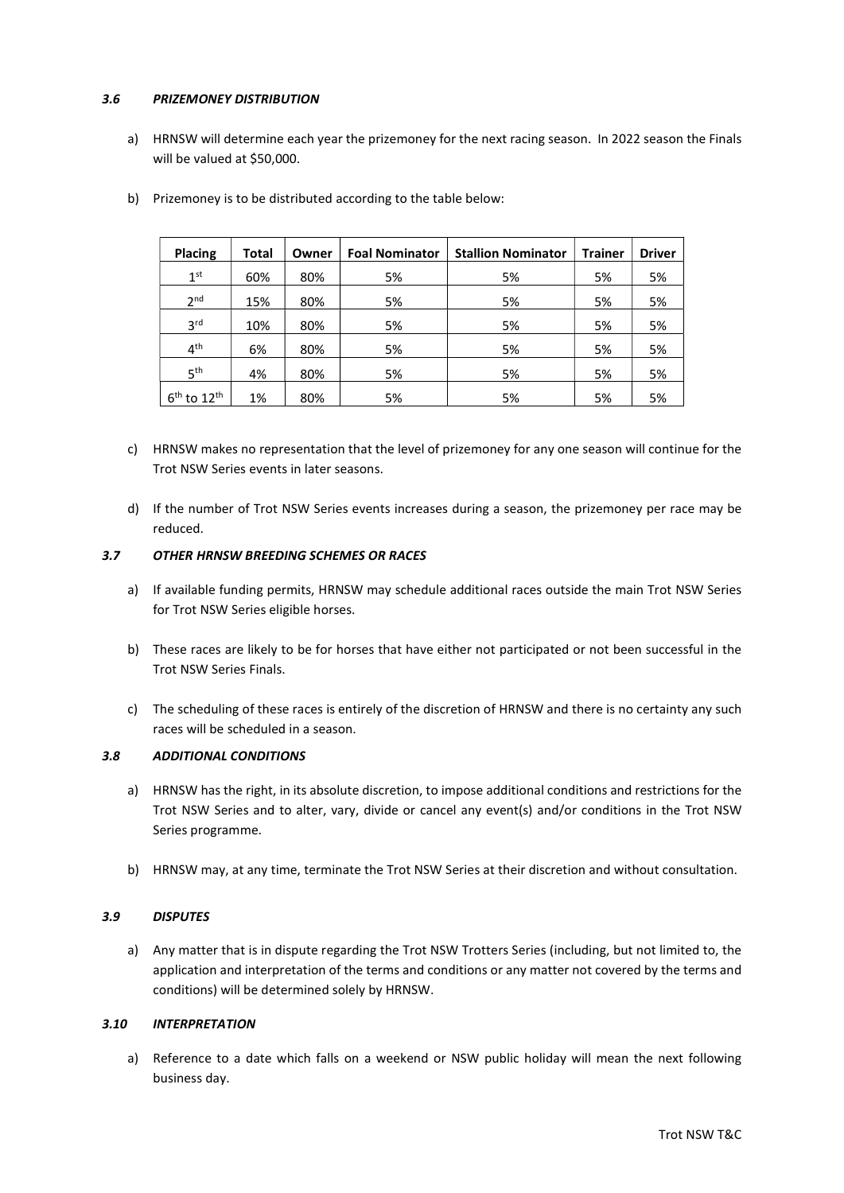### 3.6 *PRIZEMONEY DISTRIBUTION*

a) HRNSW will determine each year the prizemoney for the next racing season. In 2022 season the Finals will be valued at $50,000.

b) Prizemoney is to be distributed according to the table below:

| Placing | Total | Owner | Foal Nominator | Stallion Nominator | Trainer | Driver |
|---|---|---|---|---|---|---|
| 1st | 60% | 80% | 5% | 5% | 5% | 5% |
| 2nd | 15% | 80% | 5% | 5% | 5% | 5% |
| 3rd | 10% | 80% | 5% | 5% | 5% | 5% |
| 4th | 6% | 80% | 5% | 5% | 5% | 5% |
| 5th | 4% | 80% | 5% | 5% | 5% | 5% |
| 6th to 12th | 1% | 80% | 5% | 5% | 5% | 5% |

c) HRNSW makes no representation that the level of prizemoney for any one season will continue for the Trot NSW Series events in later seasons.

d) If the number of Trot NSW Series events increases during a season, the prizemoney per race may be reduced.

### 3.7 *OTHER HRNSW BREEDING SCHEMES OR RACES*

a) If available funding permits, HRNSW may schedule additional races outside the main Trot NSW Series for Trot NSW Series eligible horses.

b) These races are likely to be for horses that have either not participated or not been successful in the Trot NSW Series Finals.

c) The scheduling of these races is entirely of the discretion of HRNSW and there is no certainty any such races will be scheduled in a season.

### 3.8 *ADDITIONAL CONDITIONS*

a) HRNSW has the right, in its absolute discretion, to impose additional conditions and restrictions for the Trot NSW Series and to alter, vary, divide or cancel any event(s) and/or conditions in the Trot NSW Series programme.

b) HRNSW may, at any time, terminate the Trot NSW Series at their discretion and without consultation.

### 3.9 *DISPUTES*

a) Any matter that is in dispute regarding the Trot NSW Trotters Series (including, but not limited to, the application and interpretation of the terms and conditions or any matter not covered by the terms and conditions) will be determined solely by HRNSW.

### 3.10 *INTERPRETATION*

a) Reference to a date which falls on a weekend or NSW public holiday will mean the next following business day.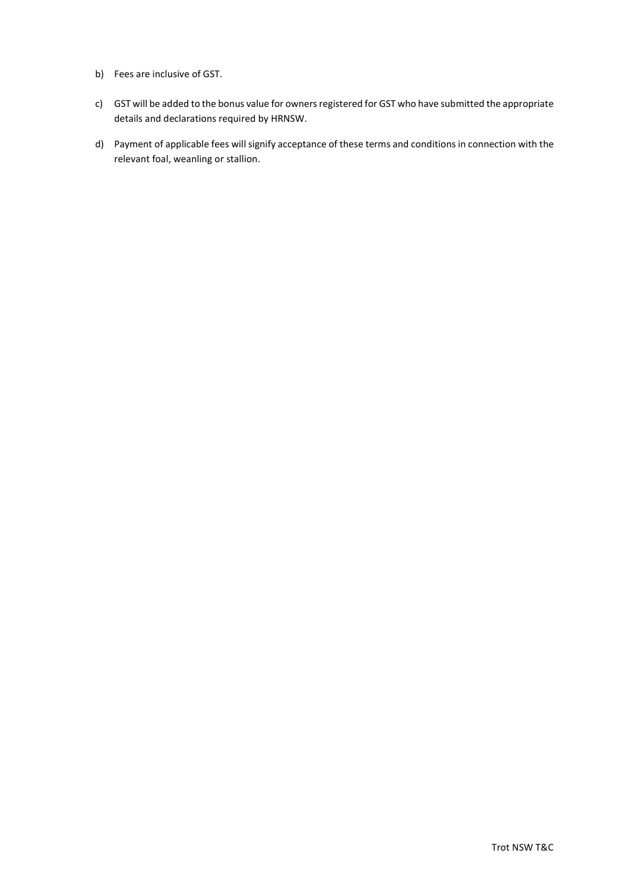b) Fees are inclusive of GST.

c) GST will be added to the bonus value for owners registered for GST who have submitted the appropriate details and declarations required by HRNSW.

d) Payment of applicable fees will signify acceptance of these terms and conditions in connection with the relevant foal, weanling or stallion.